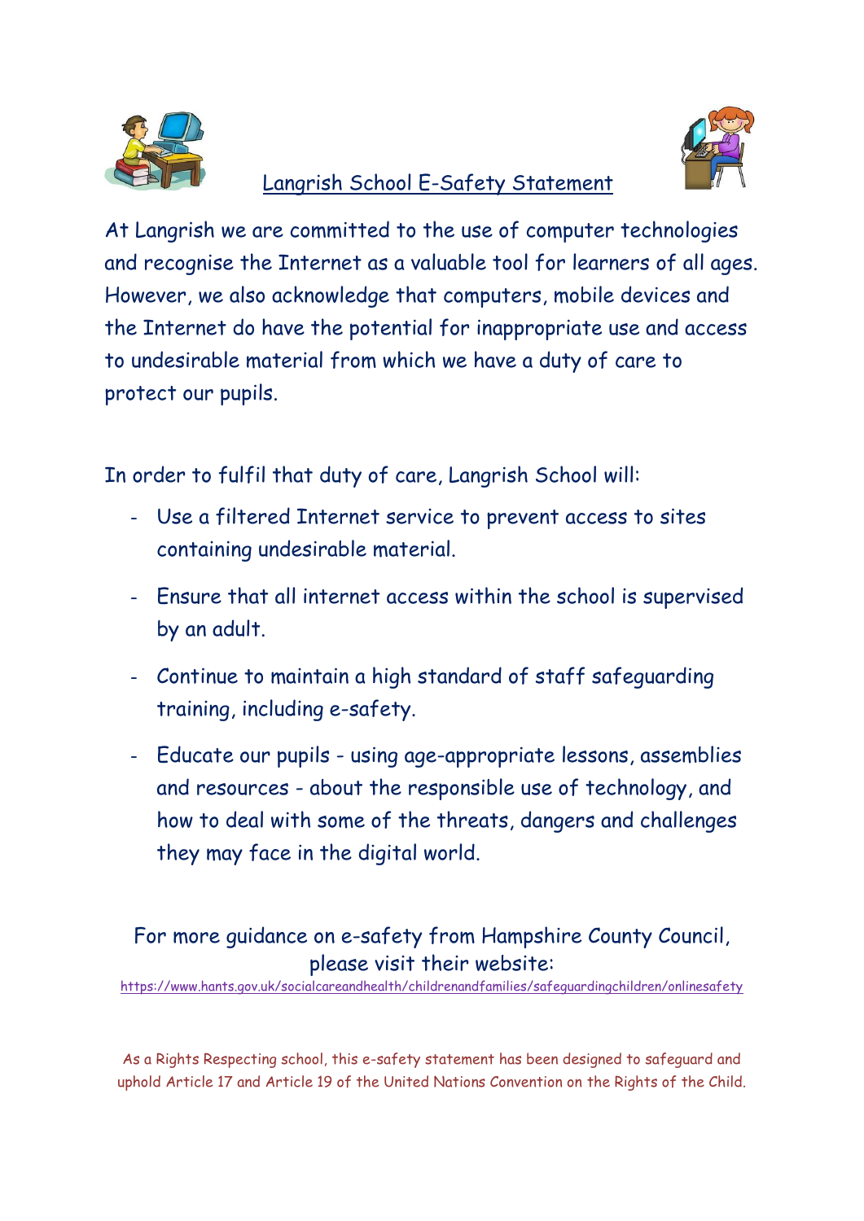# Langrish School E-Safety Statement

At Langrish we are committed to the use of computer technologies and recognise the Internet as a valuable tool for learners of all ages. However, we also acknowledge that computers, mobile devices and the Internet do have the potential for inappropriate use and access to undesirable material from which we have a duty of care to protect our pupils.

In order to fulfil that duty of care, Langrish School will:

- Use a filtered Internet service to prevent access to sites containing undesirable material.
- Ensure that all internet access within the school is supervised by an adult.
- Continue to maintain a high standard of staff safeguarding training, including e-safety.
- Educate our pupils - using age-appropriate lessons, assemblies and resources - about the responsible use of technology, and how to deal with some of the threats, dangers and challenges they may face in the digital world.

For more guidance on e-safety from Hampshire County Council, please visit their website:
https://www.hants.gov.uk/socialcareandhealth/childrenandfamilies/safeguardingchildren/onlinesafety

As a Rights Respecting school, this e-safety statement has been designed to safeguard and uphold Article 17 and Article 19 of the United Nations Convention on the Rights of the Child.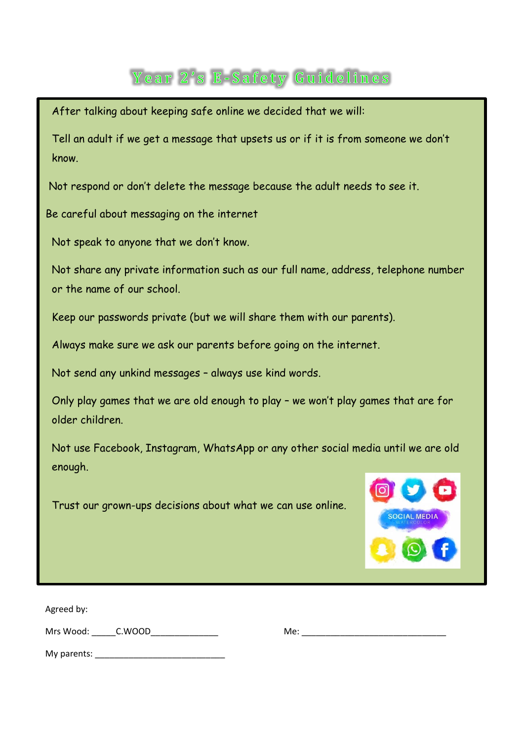# Year 2's E-Safety Guidelines

After talking about keeping safe online we decided that we will:

Tell an adult if we get a message that upsets us or if it is from someone we don't know.

Not respond or don't delete the message because the adult needs to see it.

Be careful about messaging on the internet

Not speak to anyone that we don't know.

Not share any private information such as our full name, address, telephone number or the name of our school.

Keep our passwords private (but we will share them with our parents).

Always make sure we ask our parents before going on the internet.

Not send any unkind messages – always use kind words.

Only play games that we are old enough to play – we won't play games that are for older children.

Not use Facebook, Instagram, WhatsApp or any other social media until we are old enough.

Trust our grown-ups decisions about what we can use online.

Agreed by:

Mrs Wood: _____C.WOOD______________

Me: _______________________________

My parents: ____________________________